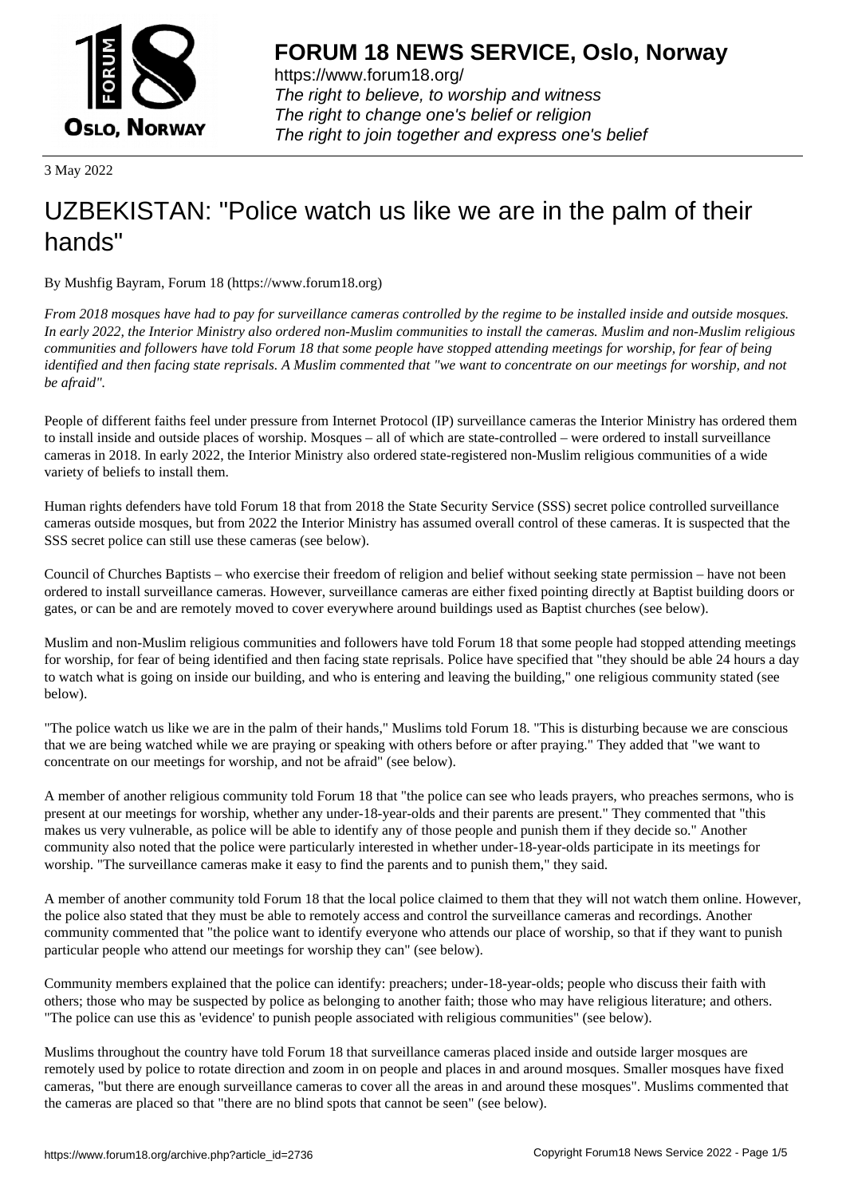# FORUM 18 NEWS SERVICE, Oslo, Norway

https://www.forum18.org/
*The right to believe, to worship and witness*
*The right to change one's belief or religion*
*The right to join together and express one's belief*

3 May 2022

# UZBEKISTAN: "Police watch us like we are in the palm of their hands"

By Mushfig Bayram, Forum 18 (https://www.forum18.org)

*From 2018 mosques have had to pay for surveillance cameras controlled by the regime to be installed inside and outside mosques. In early 2022, the Interior Ministry also ordered non-Muslim communities to install the cameras. Muslim and non-Muslim religious communities and followers have told Forum 18 that some people have stopped attending meetings for worship, for fear of being identified and then facing state reprisals. A Muslim commented that "we want to concentrate on our meetings for worship, and not be afraid".*

People of different faiths feel under pressure from Internet Protocol (IP) surveillance cameras the Interior Ministry has ordered them to install inside and outside places of worship. Mosques – all of which are state-controlled – were ordered to install surveillance cameras in 2018. In early 2022, the Interior Ministry also ordered state-registered non-Muslim religious communities of a wide variety of beliefs to install them.

Human rights defenders have told Forum 18 that from 2018 the State Security Service (SSS) secret police controlled surveillance cameras outside mosques, but from 2022 the Interior Ministry has assumed overall control of these cameras. It is suspected that the SSS secret police can still use these cameras (see below).

Council of Churches Baptists – who exercise their freedom of religion and belief without seeking state permission – have not been ordered to install surveillance cameras. However, surveillance cameras are either fixed pointing directly at Baptist building doors or gates, or can be and are remotely moved to cover everywhere around buildings used as Baptist churches (see below).

Muslim and non-Muslim religious communities and followers have told Forum 18 that some people had stopped attending meetings for worship, for fear of being identified and then facing state reprisals. Police have specified that "they should be able 24 hours a day to watch what is going on inside our building, and who is entering and leaving the building," one religious community stated (see below).

"The police watch us like we are in the palm of their hands," Muslims told Forum 18. "This is disturbing because we are conscious that we are being watched while we are praying or speaking with others before or after praying." They added that "we want to concentrate on our meetings for worship, and not be afraid" (see below).

A member of another religious community told Forum 18 that "the police can see who leads prayers, who preaches sermons, who is present at our meetings for worship, whether any under-18-year-olds and their parents are present." They commented that "this makes us very vulnerable, as police will be able to identify any of those people and punish them if they decide so." Another community also noted that the police were particularly interested in whether under-18-year-olds participate in its meetings for worship. "The surveillance cameras make it easy to find the parents and to punish them," they said.

A member of another community told Forum 18 that the local police claimed to them that they will not watch them online. However, the police also stated that they must be able to remotely access and control the surveillance cameras and recordings. Another community commented that "the police want to identify everyone who attends our place of worship, so that if they want to punish particular people who attend our meetings for worship they can" (see below).

Community members explained that the police can identify: preachers; under-18-year-olds; people who discuss their faith with others; those who may be suspected by police as belonging to another faith; those who may have religious literature; and others. "The police can use this as 'evidence' to punish people associated with religious communities" (see below).

Muslims throughout the country have told Forum 18 that surveillance cameras placed inside and outside larger mosques are remotely used by police to rotate direction and zoom in on people and places in and around mosques. Smaller mosques have fixed cameras, "but there are enough surveillance cameras to cover all the areas in and around these mosques". Muslims commented that the cameras are placed so that "there are no blind spots that cannot be seen" (see below).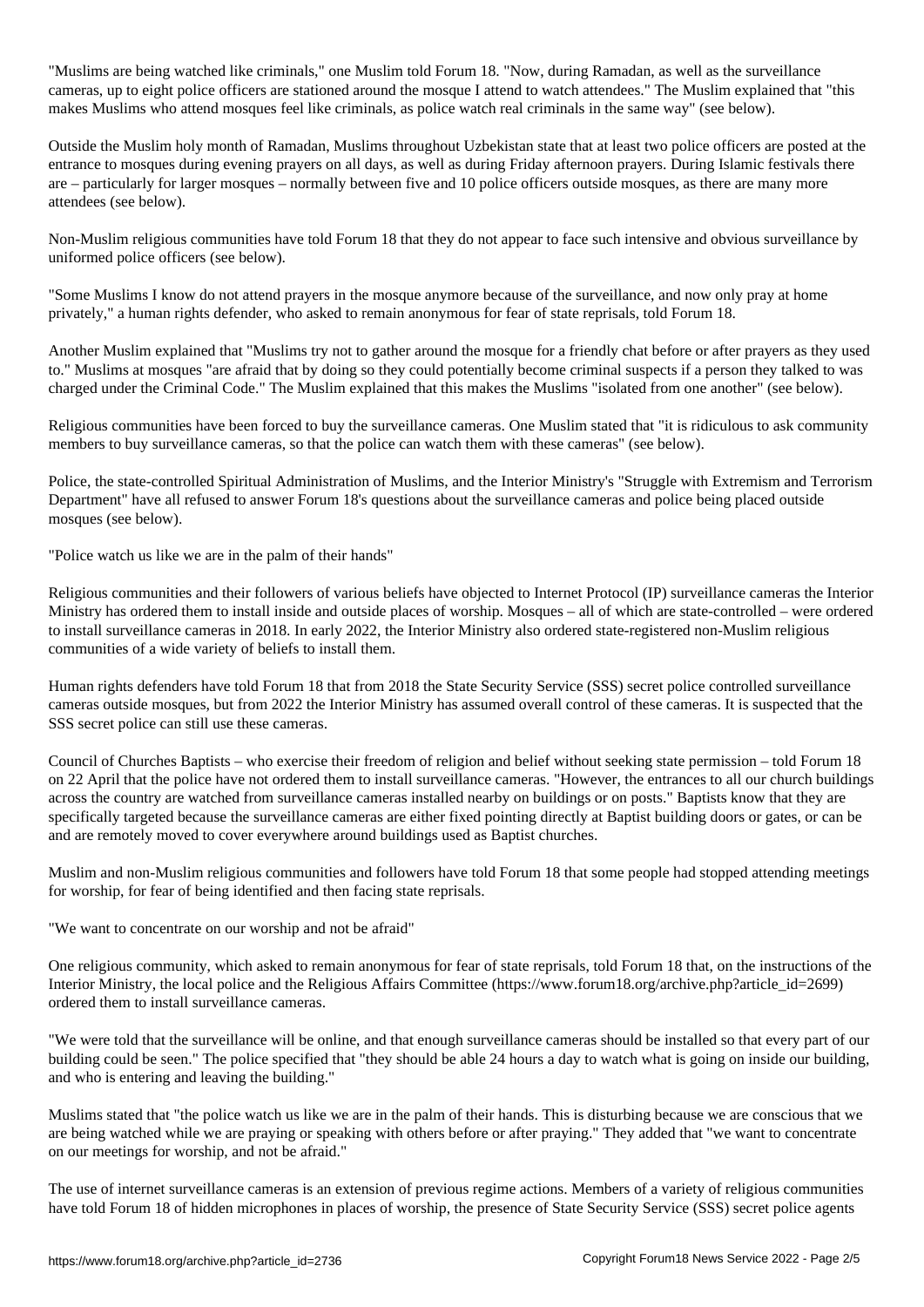"Muslims are being watched like criminals," one Muslim told Forum 18. "Now, during Ramadan, as well as the surveillance cameras, up to eight police officers are stationed around the mosque I attend to watch attendees." The Muslim explained that "this makes Muslims who attend mosques feel like criminals, as police watch real criminals in the same way" (see below).

Outside the Muslim holy month of Ramadan, Muslims throughout Uzbekistan state that at least two police officers are posted at the entrance to mosques during evening prayers on all days, as well as during Friday afternoon prayers. During Islamic festivals there are – particularly for larger mosques – normally between five and 10 police officers outside mosques, as there are many more attendees (see below).

Non-Muslim religious communities have told Forum 18 that they do not appear to face such intensive and obvious surveillance by uniformed police officers (see below).

"Some Muslims I know do not attend prayers in the mosque anymore because of the surveillance, and now only pray at home privately," a human rights defender, who asked to remain anonymous for fear of state reprisals, told Forum 18.

Another Muslim explained that "Muslims try not to gather around the mosque for a friendly chat before or after prayers as they used to." Muslims at mosques "are afraid that by doing so they could potentially become criminal suspects if a person they talked to was charged under the Criminal Code." The Muslim explained that this makes the Muslims "isolated from one another" (see below).

Religious communities have been forced to buy the surveillance cameras. One Muslim stated that "it is ridiculous to ask community members to buy surveillance cameras, so that the police can watch them with these cameras" (see below).

Police, the state-controlled Spiritual Administration of Muslims, and the Interior Ministry's "Struggle with Extremism and Terrorism Department" have all refused to answer Forum 18's questions about the surveillance cameras and police being placed outside mosques (see below).

"Police watch us like we are in the palm of their hands"

Religious communities and their followers of various beliefs have objected to Internet Protocol (IP) surveillance cameras the Interior Ministry has ordered them to install inside and outside places of worship. Mosques – all of which are state-controlled – were ordered to install surveillance cameras in 2018. In early 2022, the Interior Ministry also ordered state-registered non-Muslim religious communities of a wide variety of beliefs to install them.

Human rights defenders have told Forum 18 that from 2018 the State Security Service (SSS) secret police controlled surveillance cameras outside mosques, but from 2022 the Interior Ministry has assumed overall control of these cameras. It is suspected that the SSS secret police can still use these cameras.

Council of Churches Baptists – who exercise their freedom of religion and belief without seeking state permission – told Forum 18 on 22 April that the police have not ordered them to install surveillance cameras. "However, the entrances to all our church buildings across the country are watched from surveillance cameras installed nearby on buildings or on posts." Baptists know that they are specifically targeted because the surveillance cameras are either fixed pointing directly at Baptist building doors or gates, or can be and are remotely moved to cover everywhere around buildings used as Baptist churches.

Muslim and non-Muslim religious communities and followers have told Forum 18 that some people had stopped attending meetings for worship, for fear of being identified and then facing state reprisals.

"We want to concentrate on our worship and not be afraid"

One religious community, which asked to remain anonymous for fear of state reprisals, told Forum 18 that, on the instructions of the Interior Ministry, the local police and the Religious Affairs Committee (https://www.forum18.org/archive.php?article_id=2699) ordered them to install surveillance cameras.

"We were told that the surveillance will be online, and that enough surveillance cameras should be installed so that every part of our building could be seen." The police specified that "they should be able 24 hours a day to watch what is going on inside our building, and who is entering and leaving the building."

Muslims stated that "the police watch us like we are in the palm of their hands. This is disturbing because we are conscious that we are being watched while we are praying or speaking with others before or after praying." They added that "we want to concentrate on our meetings for worship, and not be afraid."

The use of internet surveillance cameras is an extension of previous regime actions. Members of a variety of religious communities have told Forum 18 of hidden microphones in places of worship, the presence of State Security Service (SSS) secret police agents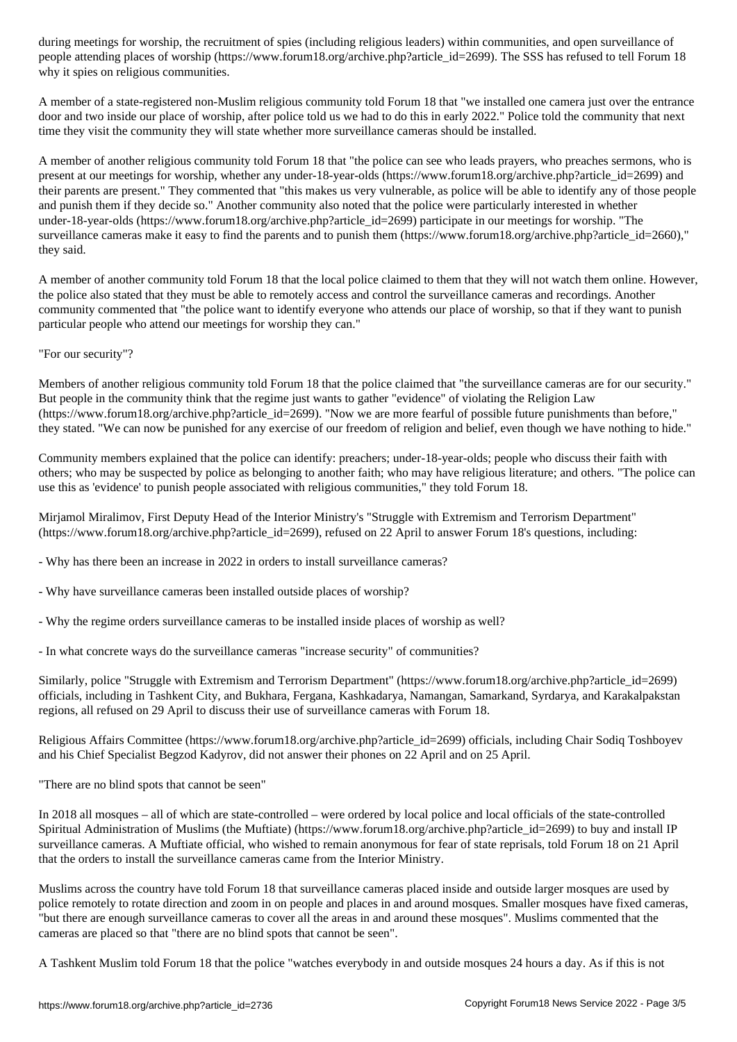during meetings for worship, the recruitment of spies (including religious leaders) within communities, and open surveillance of people attending places of worship (https://www.forum18.org/archive.php?article_id=2699). The SSS has refused to tell Forum 18 why it spies on religious communities.

A member of a state-registered non-Muslim religious community told Forum 18 that "we installed one camera just over the entrance door and two inside our place of worship, after police told us we had to do this in early 2022." Police told the community that next time they visit the community they will state whether more surveillance cameras should be installed.

A member of another religious community told Forum 18 that "the police can see who leads prayers, who preaches sermons, who is present at our meetings for worship, whether any under-18-year-olds (https://www.forum18.org/archive.php?article_id=2699) and their parents are present." They commented that "this makes us very vulnerable, as police will be able to identify any of those people and punish them if they decide so." Another community also noted that the police were particularly interested in whether under-18-year-olds (https://www.forum18.org/archive.php?article_id=2699) participate in our meetings for worship. "The surveillance cameras make it easy to find the parents and to punish them (https://www.forum18.org/archive.php?article_id=2660)," they said.

A member of another community told Forum 18 that the local police claimed to them that they will not watch them online. However, the police also stated that they must be able to remotely access and control the surveillance cameras and recordings. Another community commented that "the police want to identify everyone who attends our place of worship, so that if they want to punish particular people who attend our meetings for worship they can."

"For our security"?

Members of another religious community told Forum 18 that the police claimed that "the surveillance cameras are for our security." But people in the community think that the regime just wants to gather "evidence" of violating the Religion Law (https://www.forum18.org/archive.php?article_id=2699). "Now we are more fearful of possible future punishments than before," they stated. "We can now be punished for any exercise of our freedom of religion and belief, even though we have nothing to hide."

Community members explained that the police can identify: preachers; under-18-year-olds; people who discuss their faith with others; who may be suspected by police as belonging to another faith; who may have religious literature; and others. "The police can use this as 'evidence' to punish people associated with religious communities," they told Forum 18.

Mirjamol Miralimov, First Deputy Head of the Interior Ministry's "Struggle with Extremism and Terrorism Department" (https://www.forum18.org/archive.php?article_id=2699), refused on 22 April to answer Forum 18's questions, including:

- Why has there been an increase in 2022 in orders to install surveillance cameras?

- Why have surveillance cameras been installed outside places of worship?

- Why the regime orders surveillance cameras to be installed inside places of worship as well?

- In what concrete ways do the surveillance cameras "increase security" of communities?

Similarly, police "Struggle with Extremism and Terrorism Department" (https://www.forum18.org/archive.php?article_id=2699) officials, including in Tashkent City, and Bukhara, Fergana, Kashkadarya, Namangan, Samarkand, Syrdarya, and Karakalpakstan regions, all refused on 29 April to discuss their use of surveillance cameras with Forum 18.

Religious Affairs Committee (https://www.forum18.org/archive.php?article_id=2699) officials, including Chair Sodiq Toshboyev and his Chief Specialist Begzod Kadyrov, did not answer their phones on 22 April and on 25 April.

"There are no blind spots that cannot be seen"

In 2018 all mosques – all of which are state-controlled – were ordered by local police and local officials of the state-controlled Spiritual Administration of Muslims (the Muftiate) (https://www.forum18.org/archive.php?article_id=2699) to buy and install IP surveillance cameras. A Muftiate official, who wished to remain anonymous for fear of state reprisals, told Forum 18 on 21 April that the orders to install the surveillance cameras came from the Interior Ministry.

Muslims across the country have told Forum 18 that surveillance cameras placed inside and outside larger mosques are used by police remotely to rotate direction and zoom in on people and places in and around mosques. Smaller mosques have fixed cameras, "but there are enough surveillance cameras to cover all the areas in and around these mosques". Muslims commented that the cameras are placed so that "there are no blind spots that cannot be seen".

A Tashkent Muslim told Forum 18 that the police "watches everybody in and outside mosques 24 hours a day. As if this is not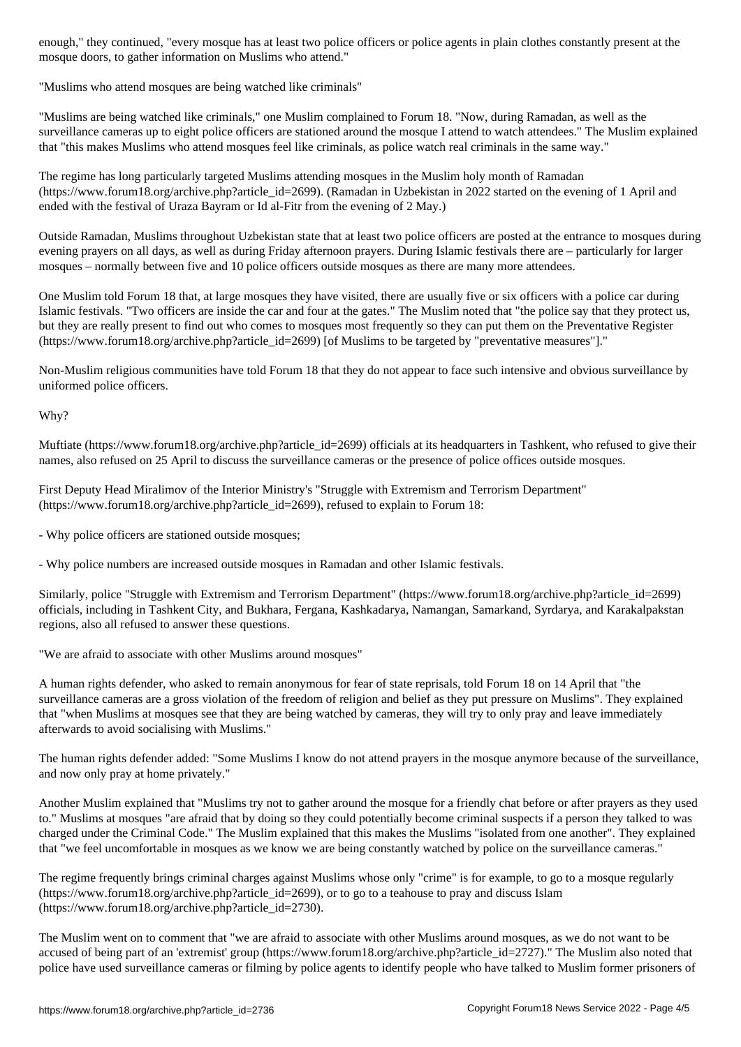enough," they continued, "every mosque has at least two police officers or police agents in plain clothes constantly present at the mosque doors, to gather information on Muslims who attend."

"Muslims who attend mosques are being watched like criminals"

"Muslims are being watched like criminals," one Muslim complained to Forum 18. "Now, during Ramadan, as well as the surveillance cameras up to eight police officers are stationed around the mosque I attend to watch attendees." The Muslim explained that "this makes Muslims who attend mosques feel like criminals, as police watch real criminals in the same way."

The regime has long particularly targeted Muslims attending mosques in the Muslim holy month of Ramadan (https://www.forum18.org/archive.php?article_id=2699). (Ramadan in Uzbekistan in 2022 started on the evening of 1 April and ended with the festival of Uraza Bayram or Id al-Fitr from the evening of 2 May.)

Outside Ramadan, Muslims throughout Uzbekistan state that at least two police officers are posted at the entrance to mosques during evening prayers on all days, as well as during Friday afternoon prayers. During Islamic festivals there are – particularly for larger mosques – normally between five and 10 police officers outside mosques as there are many more attendees.

One Muslim told Forum 18 that, at large mosques they have visited, there are usually five or six officers with a police car during Islamic festivals. "Two officers are inside the car and four at the gates." The Muslim noted that "the police say that they protect us, but they are really present to find out who comes to mosques most frequently so they can put them on the Preventative Register (https://www.forum18.org/archive.php?article_id=2699) [of Muslims to be targeted by "preventative measures"]."

Non-Muslim religious communities have told Forum 18 that they do not appear to face such intensive and obvious surveillance by uniformed police officers.

Why?

Muftiate (https://www.forum18.org/archive.php?article_id=2699) officials at its headquarters in Tashkent, who refused to give their names, also refused on 25 April to discuss the surveillance cameras or the presence of police offices outside mosques.

First Deputy Head Miralimov of the Interior Ministry's "Struggle with Extremism and Terrorism Department" (https://www.forum18.org/archive.php?article_id=2699), refused to explain to Forum 18:

- Why police officers are stationed outside mosques;

- Why police numbers are increased outside mosques in Ramadan and other Islamic festivals.

Similarly, police "Struggle with Extremism and Terrorism Department" (https://www.forum18.org/archive.php?article_id=2699) officials, including in Tashkent City, and Bukhara, Fergana, Kashkadarya, Namangan, Samarkand, Syrdarya, and Karakalpakstan regions, also all refused to answer these questions.

"We are afraid to associate with other Muslims around mosques"

A human rights defender, who asked to remain anonymous for fear of state reprisals, told Forum 18 on 14 April that "the surveillance cameras are a gross violation of the freedom of religion and belief as they put pressure on Muslims". They explained that "when Muslims at mosques see that they are being watched by cameras, they will try to only pray and leave immediately afterwards to avoid socialising with Muslims."

The human rights defender added: "Some Muslims I know do not attend prayers in the mosque anymore because of the surveillance, and now only pray at home privately."

Another Muslim explained that "Muslims try not to gather around the mosque for a friendly chat before or after prayers as they used to." Muslims at mosques "are afraid that by doing so they could potentially become criminal suspects if a person they talked to was charged under the Criminal Code." The Muslim explained that this makes the Muslims "isolated from one another". They explained that "we feel uncomfortable in mosques as we know we are being constantly watched by police on the surveillance cameras."

The regime frequently brings criminal charges against Muslims whose only "crime" is for example, to go to a mosque regularly (https://www.forum18.org/archive.php?article_id=2699), or to go to a teahouse to pray and discuss Islam (https://www.forum18.org/archive.php?article_id=2730).

The Muslim went on to comment that "we are afraid to associate with other Muslims around mosques, as we do not want to be accused of being part of an 'extremist' group (https://www.forum18.org/archive.php?article_id=2727)." The Muslim also noted that police have used surveillance cameras or filming by police agents to identify people who have talked to Muslim former prisoners of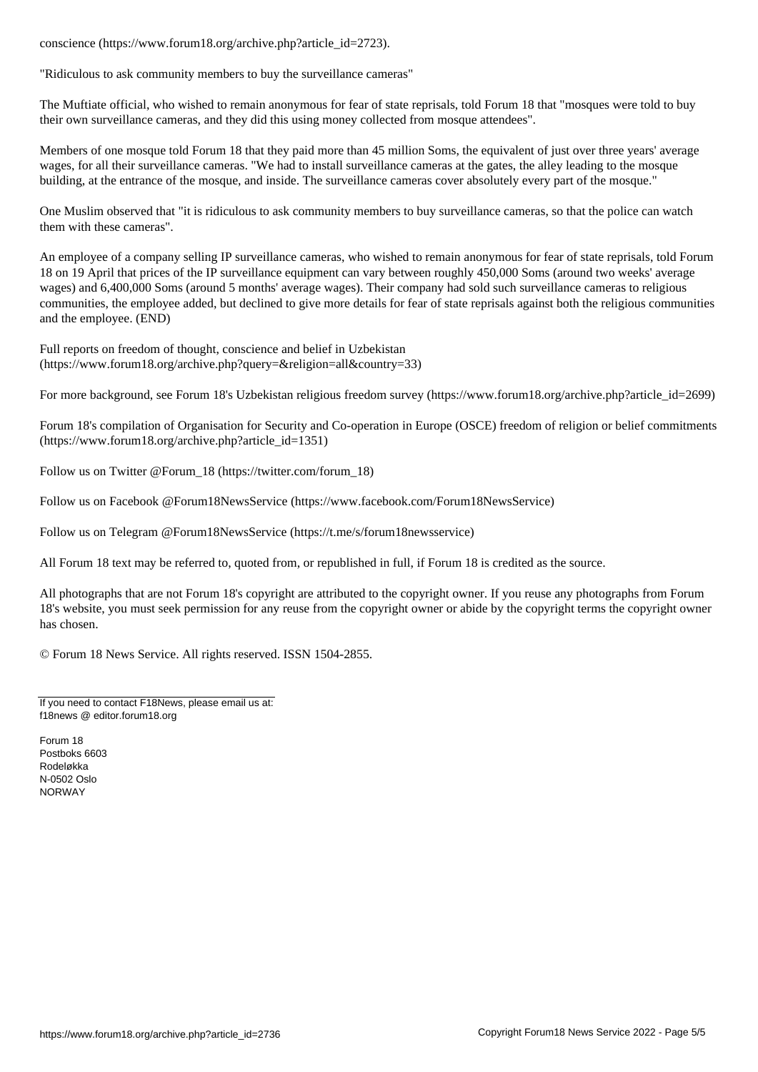conscience (https://www.forum18.org/archive.php?article_id=2723).

"Ridiculous to ask community members to buy the surveillance cameras"

The Muftiate official, who wished to remain anonymous for fear of state reprisals, told Forum 18 that "mosques were told to buy their own surveillance cameras, and they did this using money collected from mosque attendees".

Members of one mosque told Forum 18 that they paid more than 45 million Soms, the equivalent of just over three years' average wages, for all their surveillance cameras. "We had to install surveillance cameras at the gates, the alley leading to the mosque building, at the entrance of the mosque, and inside. The surveillance cameras cover absolutely every part of the mosque."

One Muslim observed that "it is ridiculous to ask community members to buy surveillance cameras, so that the police can watch them with these cameras".

An employee of a company selling IP surveillance cameras, who wished to remain anonymous for fear of state reprisals, told Forum 18 on 19 April that prices of the IP surveillance equipment can vary between roughly 450,000 Soms (around two weeks' average wages) and 6,400,000 Soms (around 5 months' average wages). Their company had sold such surveillance cameras to religious communities, the employee added, but declined to give more details for fear of state reprisals against both the religious communities and the employee. (END)

Full reports on freedom of thought, conscience and belief in Uzbekistan (https://www.forum18.org/archive.php?query=&religion=all&country=33)

For more background, see Forum 18's Uzbekistan religious freedom survey (https://www.forum18.org/archive.php?article_id=2699)

Forum 18's compilation of Organisation for Security and Co-operation in Europe (OSCE) freedom of religion or belief commitments (https://www.forum18.org/archive.php?article_id=1351)

Follow us on Twitter @Forum_18 (https://twitter.com/forum_18)

Follow us on Facebook @Forum18NewsService (https://www.facebook.com/Forum18NewsService)

Follow us on Telegram @Forum18NewsService (https://t.me/s/forum18newsservice)

All Forum 18 text may be referred to, quoted from, or republished in full, if Forum 18 is credited as the source.

All photographs that are not Forum 18's copyright are attributed to the copyright owner. If you reuse any photographs from Forum 18's website, you must seek permission for any reuse from the copyright owner or abide by the copyright terms the copyright owner has chosen.

© Forum 18 News Service. All rights reserved. ISSN 1504-2855.

If you need to contact F18News, please email us at:
f18news @ editor.forum18.org

Forum 18
Postboks 6603
Rodeløkka
N-0502 Oslo
NORWAY